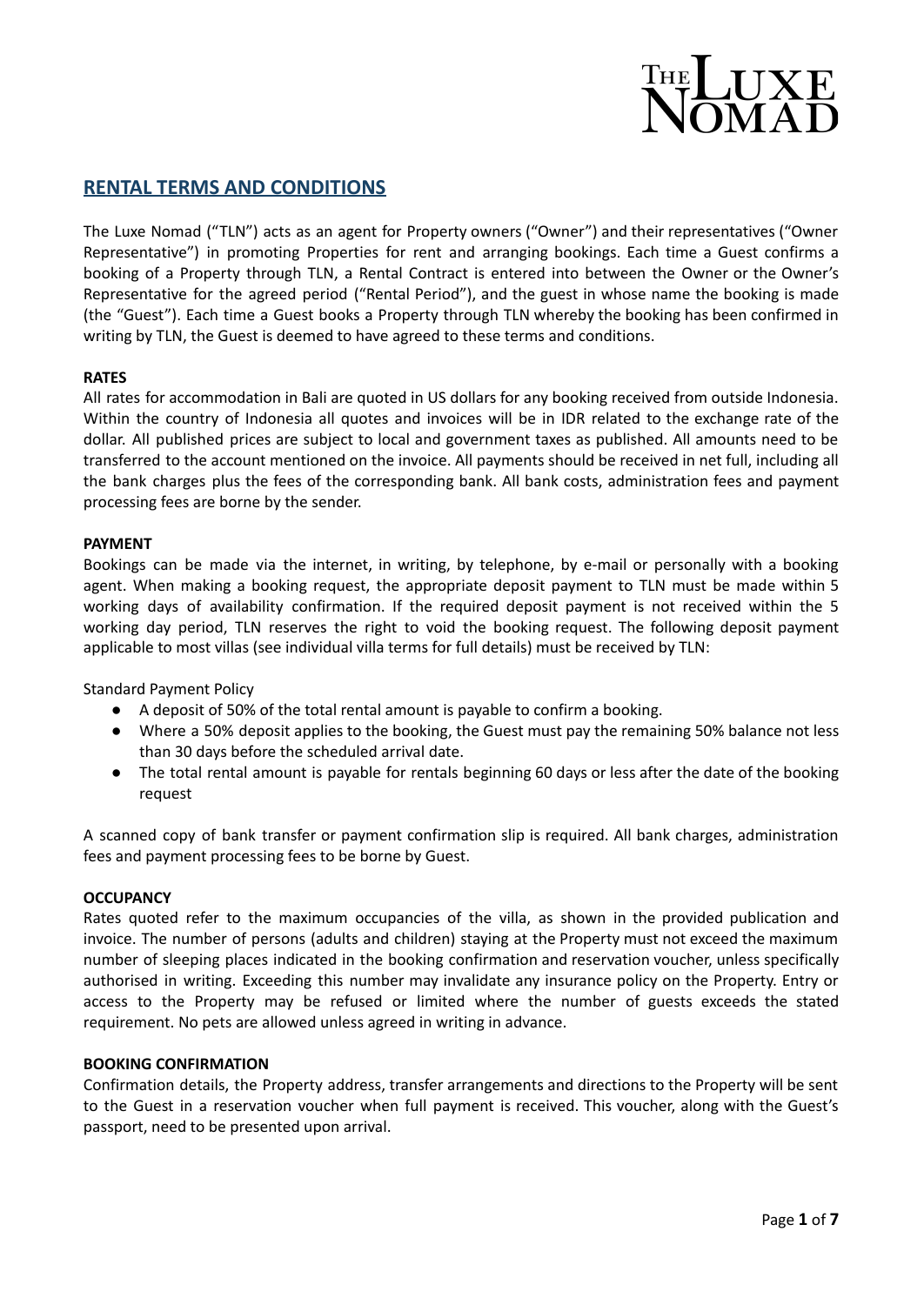THE LUXE NOMAD

## RENTAL TERMS AND CONDITIONS

The Luxe Nomad ("TLN") acts as an agent for Property owners ("Owner") and their representatives ("Owner Representative") in promoting Properties for rent and arranging bookings. Each time a Guest confirms a booking of a Property through TLN, a Rental Contract is entered into between the Owner or the Owner's Representative for the agreed period ("Rental Period"), and the guest in whose name the booking is made (the "Guest"). Each time a Guest books a Property through TLN whereby the booking has been confirmed in writing by TLN, the Guest is deemed to have agreed to these terms and conditions.

### RATES

All rates for accommodation in Bali are quoted in US dollars for any booking received from outside Indonesia. Within the country of Indonesia all quotes and invoices will be in IDR related to the exchange rate of the dollar. All published prices are subject to local and government taxes as published. All amounts need to be transferred to the account mentioned on the invoice. All payments should be received in net full, including all the bank charges plus the fees of the corresponding bank. All bank costs, administration fees and payment processing fees are borne by the sender.

### PAYMENT

Bookings can be made via the internet, in writing, by telephone, by e-mail or personally with a booking agent. When making a booking request, the appropriate deposit payment to TLN must be made within 5 working days of availability confirmation. If the required deposit payment is not received within the 5 working day period, TLN reserves the right to void the booking request. The following deposit payment applicable to most villas (see individual villa terms for full details) must be received by TLN:

Standard Payment Policy

- A deposit of 50% of the total rental amount is payable to confirm a booking.
- Where a 50% deposit applies to the booking, the Guest must pay the remaining 50% balance not less than 30 days before the scheduled arrival date.
- The total rental amount is payable for rentals beginning 60 days or less after the date of the booking request

A scanned copy of bank transfer or payment confirmation slip is required. All bank charges, administration fees and payment processing fees to be borne by Guest.

### OCCUPANCY

Rates quoted refer to the maximum occupancies of the villa, as shown in the provided publication and invoice. The number of persons (adults and children) staying at the Property must not exceed the maximum number of sleeping places indicated in the booking confirmation and reservation voucher, unless specifically authorised in writing. Exceeding this number may invalidate any insurance policy on the Property. Entry or access to the Property may be refused or limited where the number of guests exceeds the stated requirement. No pets are allowed unless agreed in writing in advance.

### BOOKING CONFIRMATION

Confirmation details, the Property address, transfer arrangements and directions to the Property will be sent to the Guest in a reservation voucher when full payment is received. This voucher, along with the Guest's passport, need to be presented upon arrival.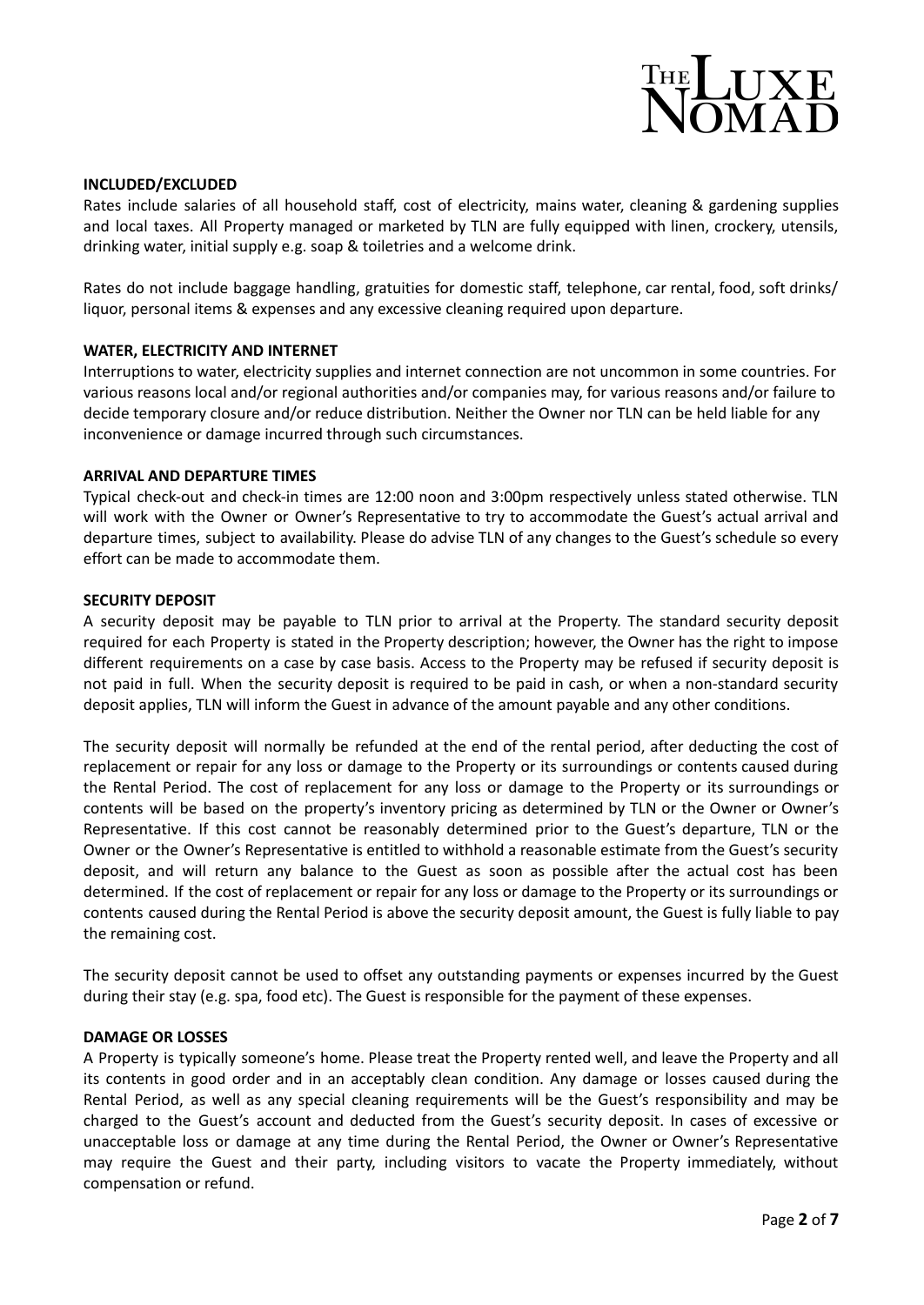**INCLUDED/EXCLUDED**

Rates include salaries of all household staff, cost of electricity, mains water, cleaning & gardening supplies and local taxes. All Property managed or marketed by TLN are fully equipped with linen, crockery, utensils, drinking water, initial supply e.g. soap & toiletries and a welcome drink.

Rates do not include baggage handling, gratuities for domestic staff, telephone, car rental, food, soft drinks/ liquor, personal items & expenses and any excessive cleaning required upon departure.

**WATER, ELECTRICITY AND INTERNET**

Interruptions to water, electricity supplies and internet connection are not uncommon in some countries. For various reasons local and/or regional authorities and/or companies may, for various reasons and/or failure to decide temporary closure and/or reduce distribution. Neither the Owner nor TLN can be held liable for any inconvenience or damage incurred through such circumstances.

**ARRIVAL AND DEPARTURE TIMES**

Typical check-out and check-in times are 12:00 noon and 3:00pm respectively unless stated otherwise. TLN will work with the Owner or Owner's Representative to try to accommodate the Guest's actual arrival and departure times, subject to availability. Please do advise TLN of any changes to the Guest's schedule so every effort can be made to accommodate them.

**SECURITY DEPOSIT**

A security deposit may be payable to TLN prior to arrival at the Property. The standard security deposit required for each Property is stated in the Property description; however, the Owner has the right to impose different requirements on a case by case basis. Access to the Property may be refused if security deposit is not paid in full. When the security deposit is required to be paid in cash, or when a non-standard security deposit applies, TLN will inform the Guest in advance of the amount payable and any other conditions.

The security deposit will normally be refunded at the end of the rental period, after deducting the cost of replacement or repair for any loss or damage to the Property or its surroundings or contents caused during the Rental Period. The cost of replacement for any loss or damage to the Property or its surroundings or contents will be based on the property's inventory pricing as determined by TLN or the Owner or Owner's Representative. If this cost cannot be reasonably determined prior to the Guest's departure, TLN or the Owner or the Owner's Representative is entitled to withhold a reasonable estimate from the Guest's security deposit, and will return any balance to the Guest as soon as possible after the actual cost has been determined. If the cost of replacement or repair for any loss or damage to the Property or its surroundings or contents caused during the Rental Period is above the security deposit amount, the Guest is fully liable to pay the remaining cost.

The security deposit cannot be used to offset any outstanding payments or expenses incurred by the Guest during their stay (e.g. spa, food etc). The Guest is responsible for the payment of these expenses.

**DAMAGE OR LOSSES**

A Property is typically someone's home. Please treat the Property rented well, and leave the Property and all its contents in good order and in an acceptably clean condition. Any damage or losses caused during the Rental Period, as well as any special cleaning requirements will be the Guest's responsibility and may be charged to the Guest's account and deducted from the Guest's security deposit. In cases of excessive or unacceptable loss or damage at any time during the Rental Period, the Owner or Owner's Representative may require the Guest and their party, including visitors to vacate the Property immediately, without compensation or refund.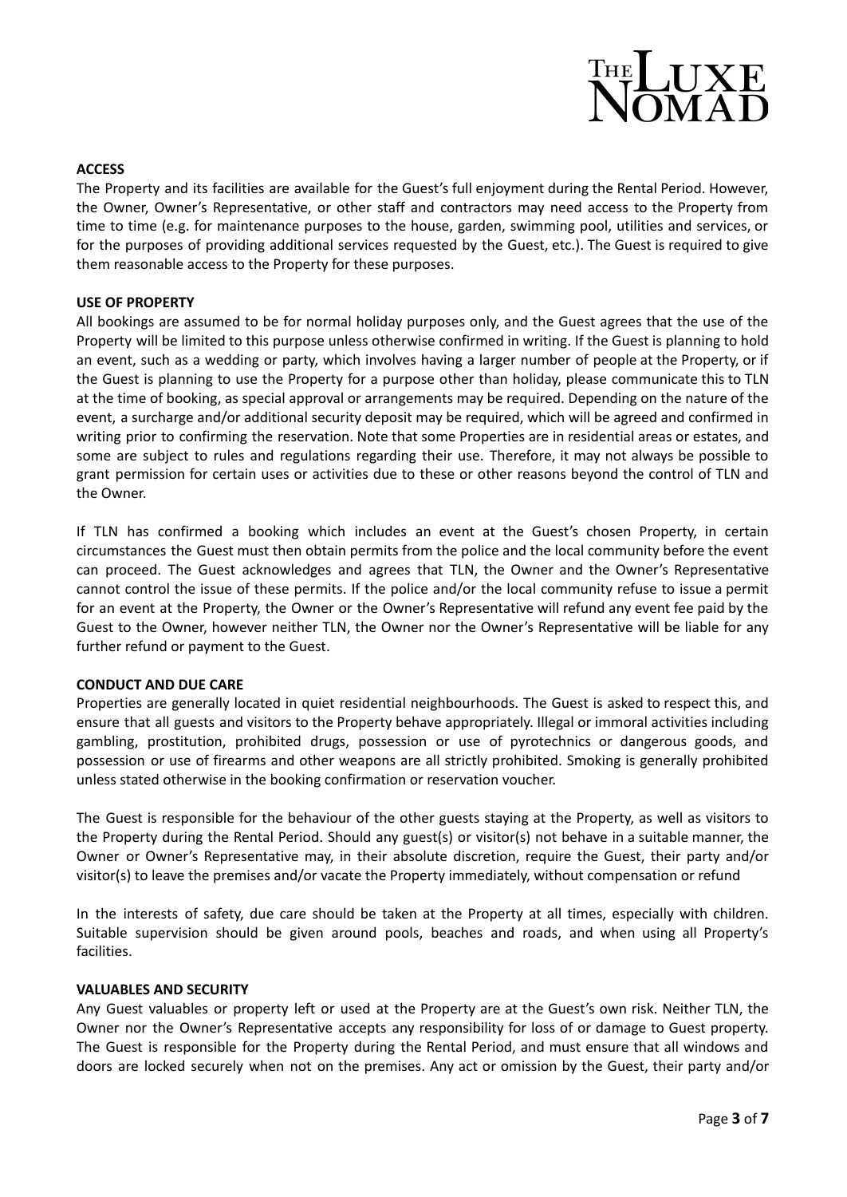**ACCESS**

The Property and its facilities are available for the Guest's full enjoyment during the Rental Period. However, the Owner, Owner's Representative, or other staff and contractors may need access to the Property from time to time (e.g. for maintenance purposes to the house, garden, swimming pool, utilities and services, or for the purposes of providing additional services requested by the Guest, etc.). The Guest is required to give them reasonable access to the Property for these purposes.

**USE OF PROPERTY**

All bookings are assumed to be for normal holiday purposes only, and the Guest agrees that the use of the Property will be limited to this purpose unless otherwise confirmed in writing. If the Guest is planning to hold an event, such as a wedding or party, which involves having a larger number of people at the Property, or if the Guest is planning to use the Property for a purpose other than holiday, please communicate this to TLN at the time of booking, as special approval or arrangements may be required. Depending on the nature of the event, a surcharge and/or additional security deposit may be required, which will be agreed and confirmed in writing prior to confirming the reservation. Note that some Properties are in residential areas or estates, and some are subject to rules and regulations regarding their use. Therefore, it may not always be possible to grant permission for certain uses or activities due to these or other reasons beyond the control of TLN and the Owner.

If TLN has confirmed a booking which includes an event at the Guest's chosen Property, in certain circumstances the Guest must then obtain permits from the police and the local community before the event can proceed. The Guest acknowledges and agrees that TLN, the Owner and the Owner's Representative cannot control the issue of these permits. If the police and/or the local community refuse to issue a permit for an event at the Property, the Owner or the Owner's Representative will refund any event fee paid by the Guest to the Owner, however neither TLN, the Owner nor the Owner's Representative will be liable for any further refund or payment to the Guest.

**CONDUCT AND DUE CARE**

Properties are generally located in quiet residential neighbourhoods. The Guest is asked to respect this, and ensure that all guests and visitors to the Property behave appropriately. Illegal or immoral activities including gambling, prostitution, prohibited drugs, possession or use of pyrotechnics or dangerous goods, and possession or use of firearms and other weapons are all strictly prohibited. Smoking is generally prohibited unless stated otherwise in the booking confirmation or reservation voucher.

The Guest is responsible for the behaviour of the other guests staying at the Property, as well as visitors to the Property during the Rental Period. Should any guest(s) or visitor(s) not behave in a suitable manner, the Owner or Owner's Representative may, in their absolute discretion, require the Guest, their party and/or visitor(s) to leave the premises and/or vacate the Property immediately, without compensation or refund

In the interests of safety, due care should be taken at the Property at all times, especially with children. Suitable supervision should be given around pools, beaches and roads, and when using all Property's facilities.

**VALUABLES AND SECURITY**

Any Guest valuables or property left or used at the Property are at the Guest's own risk. Neither TLN, the Owner nor the Owner's Representative accepts any responsibility for loss of or damage to Guest property. The Guest is responsible for the Property during the Rental Period, and must ensure that all windows and doors are locked securely when not on the premises. Any act or omission by the Guest, their party and/or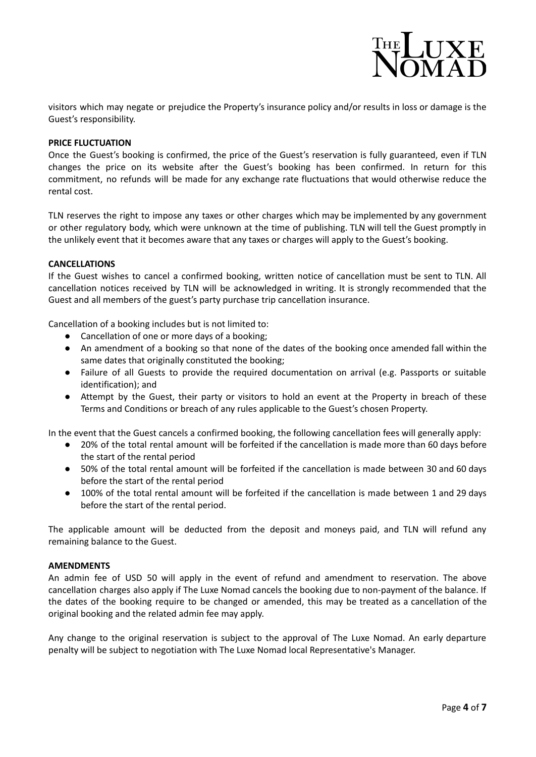visitors which may negate or prejudice the Property's insurance policy and/or results in loss or damage is the Guest's responsibility.

**PRICE FLUCTUATION**

Once the Guest's booking is confirmed, the price of the Guest's reservation is fully guaranteed, even if TLN changes the price on its website after the Guest's booking has been confirmed. In return for this commitment, no refunds will be made for any exchange rate fluctuations that would otherwise reduce the rental cost.

TLN reserves the right to impose any taxes or other charges which may be implemented by any government or other regulatory body, which were unknown at the time of publishing. TLN will tell the Guest promptly in the unlikely event that it becomes aware that any taxes or charges will apply to the Guest's booking.

**CANCELLATIONS**

If the Guest wishes to cancel a confirmed booking, written notice of cancellation must be sent to TLN. All cancellation notices received by TLN will be acknowledged in writing. It is strongly recommended that the Guest and all members of the guest's party purchase trip cancellation insurance.

Cancellation of a booking includes but is not limited to:

- Cancellation of one or more days of a booking;
- An amendment of a booking so that none of the dates of the booking once amended fall within the same dates that originally constituted the booking;
- Failure of all Guests to provide the required documentation on arrival (e.g. Passports or suitable identification); and
- Attempt by the Guest, their party or visitors to hold an event at the Property in breach of these Terms and Conditions or breach of any rules applicable to the Guest's chosen Property.

In the event that the Guest cancels a confirmed booking, the following cancellation fees will generally apply:

- 20% of the total rental amount will be forfeited if the cancellation is made more than 60 days before the start of the rental period
- 50% of the total rental amount will be forfeited if the cancellation is made between 30 and 60 days before the start of the rental period
- 100% of the total rental amount will be forfeited if the cancellation is made between 1 and 29 days before the start of the rental period.

The applicable amount will be deducted from the deposit and moneys paid, and TLN will refund any remaining balance to the Guest.

**AMENDMENTS**

An admin fee of USD 50 will apply in the event of refund and amendment to reservation. The above cancellation charges also apply if The Luxe Nomad cancels the booking due to non-payment of the balance. If the dates of the booking require to be changed or amended, this may be treated as a cancellation of the original booking and the related admin fee may apply.

Any change to the original reservation is subject to the approval of The Luxe Nomad. An early departure penalty will be subject to negotiation with The Luxe Nomad local Representative's Manager.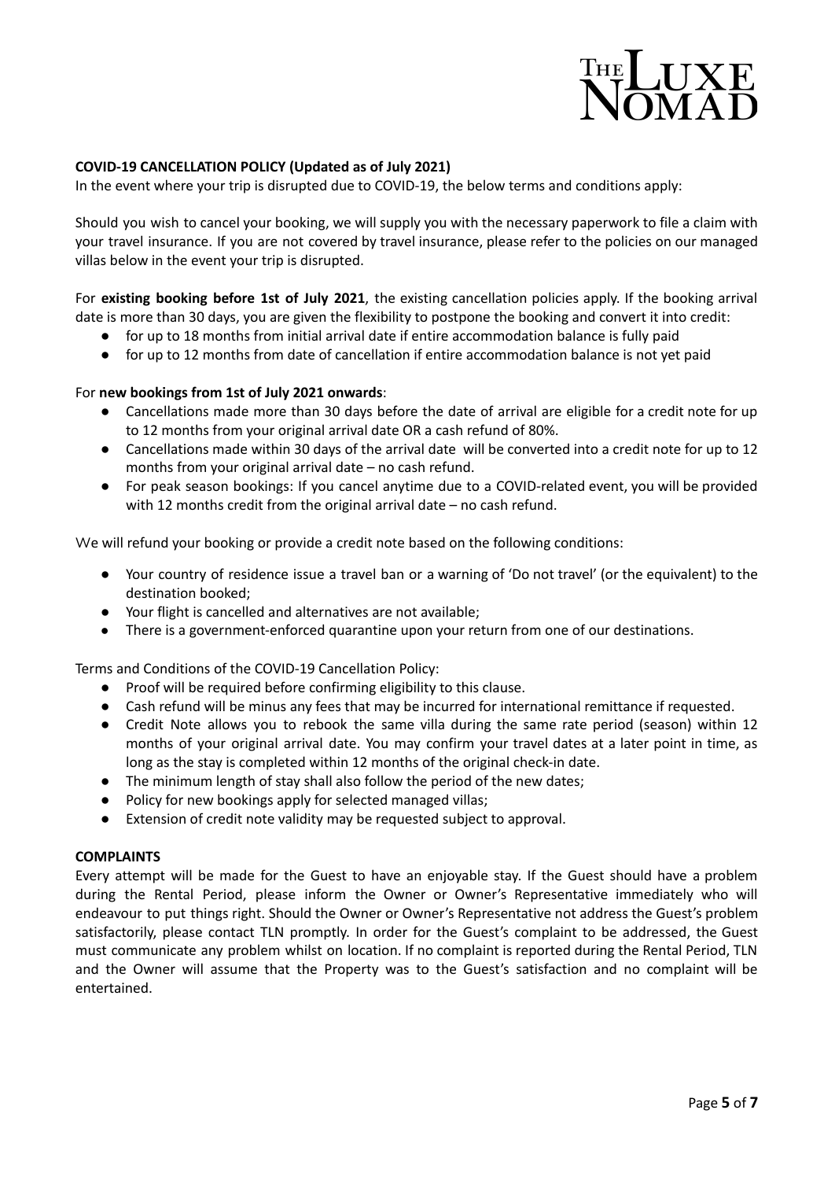## COVID-19 CANCELLATION POLICY (Updated as of July 2021)

In the event where your trip is disrupted due to COVID-19, the below terms and conditions apply:

Should you wish to cancel your booking, we will supply you with the necessary paperwork to file a claim with your travel insurance. If you are not covered by travel insurance, please refer to the policies on our managed villas below in the event your trip is disrupted.

For **existing booking before 1st of July 2021**, the existing cancellation policies apply. If the booking arrival date is more than 30 days, you are given the flexibility to postpone the booking and convert it into credit:

- for up to 18 months from initial arrival date if entire accommodation balance is fully paid
- for up to 12 months from date of cancellation if entire accommodation balance is not yet paid

For **new bookings from 1st of July 2021 onwards**:

- Cancellations made more than 30 days before the date of arrival are eligible for a credit note for up to 12 months from your original arrival date OR a cash refund of 80%.
- Cancellations made within 30 days of the arrival date will be converted into a credit note for up to 12 months from your original arrival date – no cash refund.
- For peak season bookings: If you cancel anytime due to a COVID-related event, you will be provided with 12 months credit from the original arrival date – no cash refund.

We will refund your booking or provide a credit note based on the following conditions:

- Your country of residence issue a travel ban or a warning of 'Do not travel' (or the equivalent) to the destination booked;
- Your flight is cancelled and alternatives are not available;
- There is a government-enforced quarantine upon your return from one of our destinations.

Terms and Conditions of the COVID-19 Cancellation Policy:

- Proof will be required before confirming eligibility to this clause.
- Cash refund will be minus any fees that may be incurred for international remittance if requested.
- Credit Note allows you to rebook the same villa during the same rate period (season) within 12 months of your original arrival date. You may confirm your travel dates at a later point in time, as long as the stay is completed within 12 months of the original check-in date.
- The minimum length of stay shall also follow the period of the new dates;
- Policy for new bookings apply for selected managed villas;
- Extension of credit note validity may be requested subject to approval.

## COMPLAINTS

Every attempt will be made for the Guest to have an enjoyable stay. If the Guest should have a problem during the Rental Period, please inform the Owner or Owner's Representative immediately who will endeavour to put things right. Should the Owner or Owner's Representative not address the Guest's problem satisfactorily, please contact TLN promptly. In order for the Guest's complaint to be addressed, the Guest must communicate any problem whilst on location. If no complaint is reported during the Rental Period, TLN and the Owner will assume that the Property was to the Guest's satisfaction and no complaint will be entertained.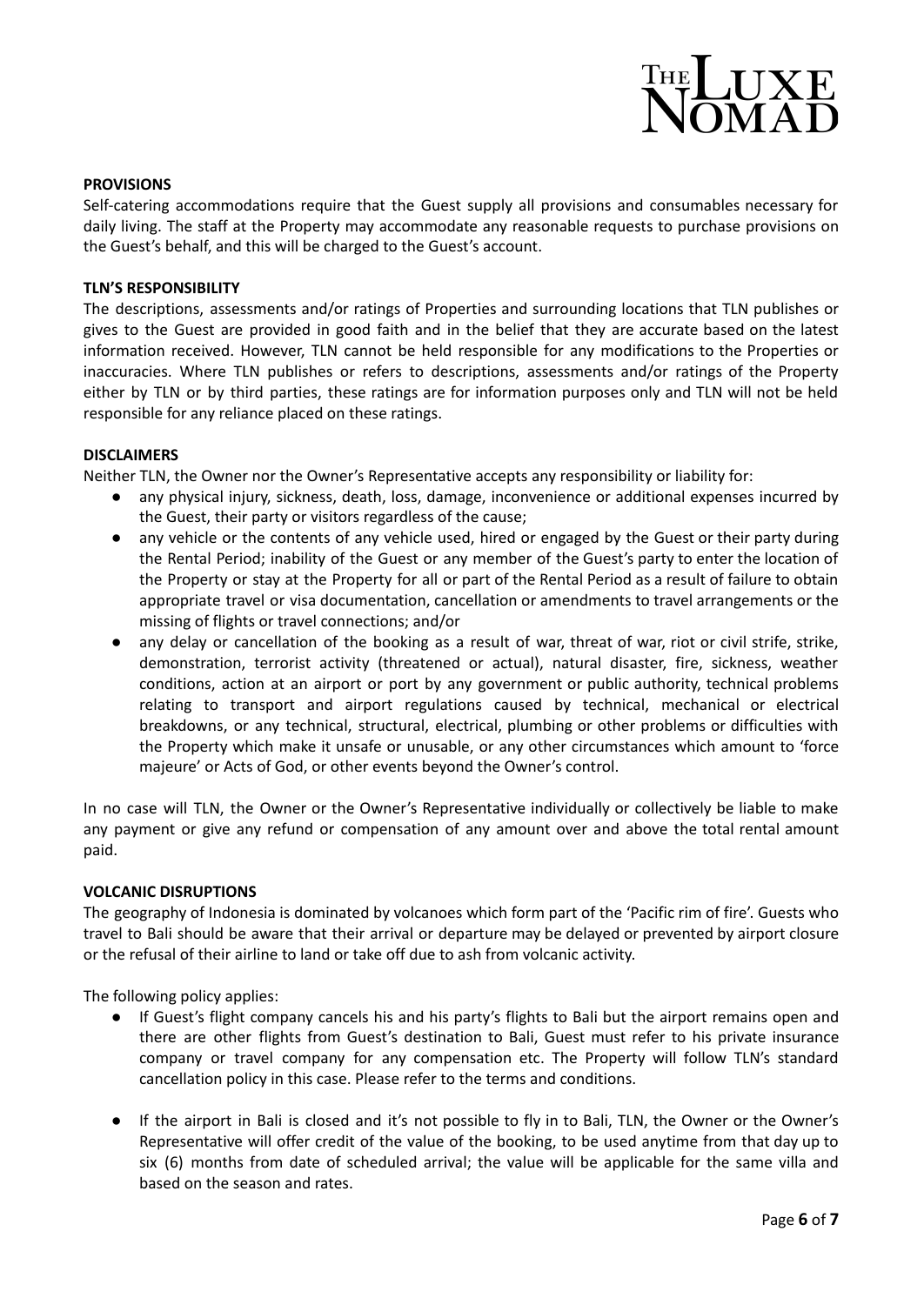## PROVISIONS

Self-catering accommodations require that the Guest supply all provisions and consumables necessary for daily living. The staff at the Property may accommodate any reasonable requests to purchase provisions on the Guest's behalf, and this will be charged to the Guest's account.

## TLN'S RESPONSIBILITY

The descriptions, assessments and/or ratings of Properties and surrounding locations that TLN publishes or gives to the Guest are provided in good faith and in the belief that they are accurate based on the latest information received. However, TLN cannot be held responsible for any modifications to the Properties or inaccuracies. Where TLN publishes or refers to descriptions, assessments and/or ratings of the Property either by TLN or by third parties, these ratings are for information purposes only and TLN will not be held responsible for any reliance placed on these ratings.

## DISCLAIMERS

Neither TLN, the Owner nor the Owner's Representative accepts any responsibility or liability for:

- any physical injury, sickness, death, loss, damage, inconvenience or additional expenses incurred by the Guest, their party or visitors regardless of the cause;
- any vehicle or the contents of any vehicle used, hired or engaged by the Guest or their party during the Rental Period; inability of the Guest or any member of the Guest's party to enter the location of the Property or stay at the Property for all or part of the Rental Period as a result of failure to obtain appropriate travel or visa documentation, cancellation or amendments to travel arrangements or the missing of flights or travel connections; and/or
- any delay or cancellation of the booking as a result of war, threat of war, riot or civil strife, strike, demonstration, terrorist activity (threatened or actual), natural disaster, fire, sickness, weather conditions, action at an airport or port by any government or public authority, technical problems relating to transport and airport regulations caused by technical, mechanical or electrical breakdowns, or any technical, structural, electrical, plumbing or other problems or difficulties with the Property which make it unsafe or unusable, or any other circumstances which amount to 'force majeure' or Acts of God, or other events beyond the Owner's control.

In no case will TLN, the Owner or the Owner's Representative individually or collectively be liable to make any payment or give any refund or compensation of any amount over and above the total rental amount paid.

## VOLCANIC DISRUPTIONS

The geography of Indonesia is dominated by volcanoes which form part of the 'Pacific rim of fire'. Guests who travel to Bali should be aware that their arrival or departure may be delayed or prevented by airport closure or the refusal of their airline to land or take off due to ash from volcanic activity.

The following policy applies:

- If Guest's flight company cancels his and his party's flights to Bali but the airport remains open and there are other flights from Guest's destination to Bali, Guest must refer to his private insurance company or travel company for any compensation etc. The Property will follow TLN's standard cancellation policy in this case. Please refer to the terms and conditions.

- If the airport in Bali is closed and it's not possible to fly in to Bali, TLN, the Owner or the Owner's Representative will offer credit of the value of the booking, to be used anytime from that day up to six (6) months from date of scheduled arrival; the value will be applicable for the same villa and based on the season and rates.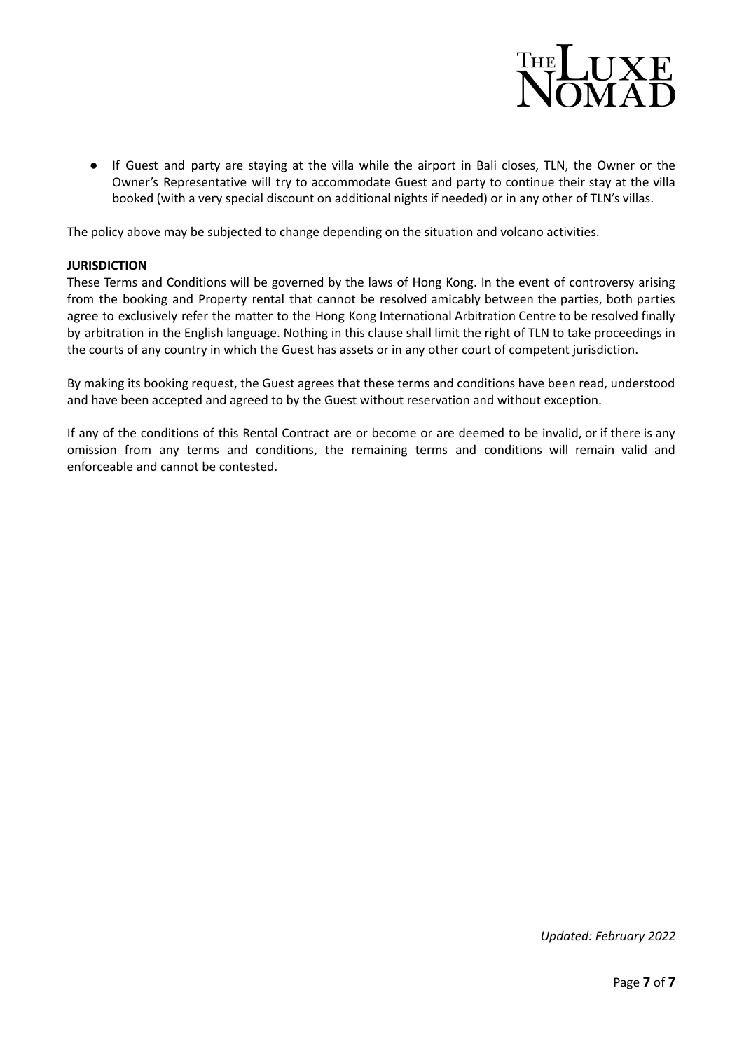- If Guest and party are staying at the villa while the airport in Bali closes, TLN, the Owner or the Owner's Representative will try to accommodate Guest and party to continue their stay at the villa booked (with a very special discount on additional nights if needed) or in any other of TLN's villas.

The policy above may be subjected to change depending on the situation and volcano activities.

**JURISDICTION**

These Terms and Conditions will be governed by the laws of Hong Kong. In the event of controversy arising from the booking and Property rental that cannot be resolved amicably between the parties, both parties agree to exclusively refer the matter to the Hong Kong International Arbitration Centre to be resolved finally by arbitration in the English language. Nothing in this clause shall limit the right of TLN to take proceedings in the courts of any country in which the Guest has assets or in any other court of competent jurisdiction.

By making its booking request, the Guest agrees that these terms and conditions have been read, understood and have been accepted and agreed to by the Guest without reservation and without exception.

If any of the conditions of this Rental Contract are or become or are deemed to be invalid, or if there is any omission from any terms and conditions, the remaining terms and conditions will remain valid and enforceable and cannot be contested.

*Updated: February 2022*